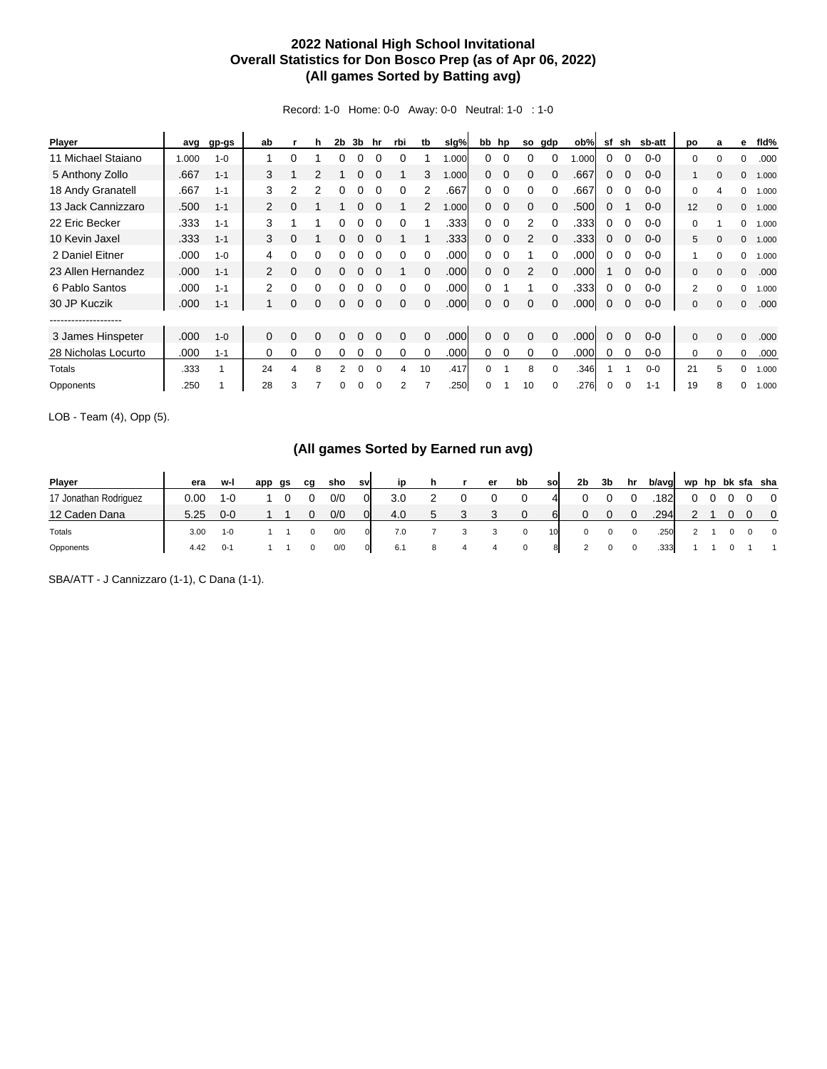# 2022 National High School Invitational
## Overall Statistics for Don Bosco Prep (as of Apr 06, 2022)
### (All games Sorted by Batting avg)

Record: 1-0 Home: 0-0 Away: 0-0 Neutral: 1-0 : 1-0

| Player | avg | gp-gs | ab | r | h | 2b | 3b | hr | rbi | tb | slg% | bb | hp | so | gdp | ob% | sf | sh | sb-att | po | a | e | fld% |
|---|---|---|---|---|---|---|---|---|---|---|---|---|---|---|---|---|---|---|---|---|---|---|---|
| 11 Michael Staiano | 1.000 | 1-0 | 1 | 0 | 1 | 0 | 0 | 0 | 0 | 1 | 1.000 | 0 | 0 | 0 | 0 | 1.000 | 0 | 0 | 0-0 | 0 | 0 | 0 | .000 |
| 5 Anthony Zollo | .667 | 1-1 | 3 | 1 | 2 | 1 | 0 | 0 | 1 | 3 | 1.000 | 0 | 0 | 0 | 0 | .667 | 0 | 0 | 0-0 | 1 | 0 | 0 | 1.000 |
| 18 Andy Granatell | .667 | 1-1 | 3 | 2 | 2 | 0 | 0 | 0 | 0 | 2 | .667 | 0 | 0 | 0 | 0 | .667 | 0 | 0 | 0-0 | 0 | 4 | 0 | 1.000 |
| 13 Jack Cannizzaro | .500 | 1-1 | 2 | 0 | 1 | 1 | 0 | 0 | 1 | 2 | 1.000 | 0 | 0 | 0 | 0 | .500 | 0 | 1 | 0-0 | 12 | 0 | 0 | 1.000 |
| 22 Eric Becker | .333 | 1-1 | 3 | 1 | 1 | 0 | 0 | 0 | 0 | 1 | .333 | 0 | 0 | 2 | 0 | .333 | 0 | 0 | 0-0 | 0 | 1 | 0 | 1.000 |
| 10 Kevin Jaxel | .333 | 1-1 | 3 | 0 | 1 | 0 | 0 | 0 | 1 | 1 | .333 | 0 | 0 | 2 | 0 | .333 | 0 | 0 | 0-0 | 5 | 0 | 0 | 1.000 |
| 2 Daniel Eitner | .000 | 1-0 | 4 | 0 | 0 | 0 | 0 | 0 | 0 | 0 | .000 | 0 | 0 | 1 | 0 | .000 | 0 | 0 | 0-0 | 1 | 0 | 0 | 1.000 |
| 23 Allen Hernandez | .000 | 1-1 | 2 | 0 | 0 | 0 | 0 | 0 | 1 | 0 | .000 | 0 | 0 | 2 | 0 | .000 | 1 | 0 | 0-0 | 0 | 0 | 0 | .000 |
| 6 Pablo Santos | .000 | 1-1 | 2 | 0 | 0 | 0 | 0 | 0 | 0 | 0 | .000 | 0 | 1 | 1 | 0 | .333 | 0 | 0 | 0-0 | 2 | 0 | 0 | 1.000 |
| 30 JP Kuczik | .000 | 1-1 | 1 | 0 | 0 | 0 | 0 | 0 | 0 | 0 | .000 | 0 | 0 | 0 | 0 | .000 | 0 | 0 | 0-0 | 0 | 0 | 0 | .000 |
| -------------------- | | | | | | | | | | | | | | | | | | | | | | | |
| 3 James Hinspeter | .000 | 1-0 | 0 | 0 | 0 | 0 | 0 | 0 | 0 | 0 | .000 | 0 | 0 | 0 | 0 | .000 | 0 | 0 | 0-0 | 0 | 0 | 0 | .000 |
| 28 Nicholas Locurto | .000 | 1-1 | 0 | 0 | 0 | 0 | 0 | 0 | 0 | 0 | .000 | 0 | 0 | 0 | 0 | .000 | 0 | 0 | 0-0 | 0 | 0 | 0 | .000 |
| Totals | .333 | 1 | 24 | 4 | 8 | 2 | 0 | 0 | 4 | 10 | .417 | 0 | 1 | 8 | 0 | .346 | 1 | 1 | 0-0 | 21 | 5 | 0 | 1.000 |
| Opponents | .250 | 1 | 28 | 3 | 7 | 0 | 0 | 0 | 2 | 7 | .250 | 0 | 1 | 10 | 0 | .276 | 0 | 0 | 1-1 | 19 | 8 | 0 | 1.000 |

LOB - Team (4), Opp (5).

### (All games Sorted by Earned run avg)

| Player | era | w-l | app | gs | cg | sho | sv | ip | h | r | er | bb | so | 2b | 3b | hr | b/avg | wp | hp | bk | sfa | sha |
|---|---|---|---|---|---|---|---|---|---|---|---|---|---|---|---|---|---|---|---|---|---|---|
| 17 Jonathan Rodriguez | 0.00 | 1-0 | 1 | 0 | 0 | 0/0 | 0 | 3.0 | 2 | 0 | 0 | 0 | 4 | 0 | 0 | 0 | .182 | 0 | 0 | 0 | 0 | 0 |
| 12 Caden Dana | 5.25 | 0-0 | 1 | 1 | 0 | 0/0 | 0 | 4.0 | 5 | 3 | 3 | 0 | 6 | 0 | 0 | 0 | .294 | 2 | 1 | 0 | 0 | 0 |
| Totals | 3.00 | 1-0 | 1 | 1 | 0 | 0/0 | 0 | 7.0 | 7 | 3 | 3 | 0 | 10 | 0 | 0 | 0 | .250 | 2 | 1 | 0 | 0 | 0 |
| Opponents | 4.42 | 0-1 | 1 | 1 | 0 | 0/0 | 0 | 6.1 | 8 | 4 | 4 | 0 | 8 | 2 | 0 | 0 | .333 | 1 | 1 | 0 | 1 | 1 |

SBA/ATT - J Cannizzaro (1-1), C Dana (1-1).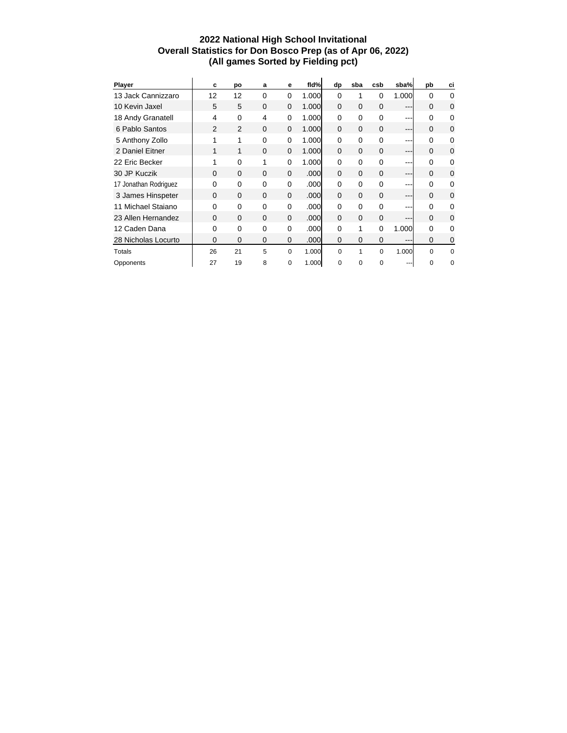**2022 National High School Invitational**
**Overall Statistics for Don Bosco Prep (as of Apr 06, 2022)**
**(All games Sorted by Fielding pct)**

| Player | c | po | a | e | fld% | dp | sba | csb | sba% | pb | ci |
|---|---|---|---|---|---|---|---|---|---|---|---|
| 13 Jack Cannizzaro | 12 | 12 | 0 | 0 | 1.000 | 0 | 1 | 0 | 1.000 | 0 | 0 |
| 10 Kevin Jaxel | 5 | 5 | 0 | 0 | 1.000 | 0 | 0 | 0 | --- | 0 | 0 |
| 18 Andy Granatell | 4 | 0 | 4 | 0 | 1.000 | 0 | 0 | 0 | --- | 0 | 0 |
| 6 Pablo Santos | 2 | 2 | 0 | 0 | 1.000 | 0 | 0 | 0 | --- | 0 | 0 |
| 5 Anthony Zollo | 1 | 1 | 0 | 0 | 1.000 | 0 | 0 | 0 | --- | 0 | 0 |
| 2 Daniel Eitner | 1 | 1 | 0 | 0 | 1.000 | 0 | 0 | 0 | --- | 0 | 0 |
| 22 Eric Becker | 1 | 0 | 1 | 0 | 1.000 | 0 | 0 | 0 | --- | 0 | 0 |
| 30 JP Kuczik | 0 | 0 | 0 | 0 | .000 | 0 | 0 | 0 | --- | 0 | 0 |
| 17 Jonathan Rodriguez | 0 | 0 | 0 | 0 | .000 | 0 | 0 | 0 | --- | 0 | 0 |
| 3 James Hinspeter | 0 | 0 | 0 | 0 | .000 | 0 | 0 | 0 | --- | 0 | 0 |
| 11 Michael Staiano | 0 | 0 | 0 | 0 | .000 | 0 | 0 | 0 | --- | 0 | 0 |
| 23 Allen Hernandez | 0 | 0 | 0 | 0 | .000 | 0 | 0 | 0 | --- | 0 | 0 |
| 12 Caden Dana | 0 | 0 | 0 | 0 | .000 | 0 | 1 | 0 | 1.000 | 0 | 0 |
| 28 Nicholas Locurto | 0 | 0 | 0 | 0 | .000 | 0 | 0 | 0 | --- | 0 | 0 |
| Totals | 26 | 21 | 5 | 0 | 1.000 | 0 | 1 | 0 | 1.000 | 0 | 0 |
| Opponents | 27 | 19 | 8 | 0 | 1.000 | 0 | 0 | 0 | --- | 0 | 0 |